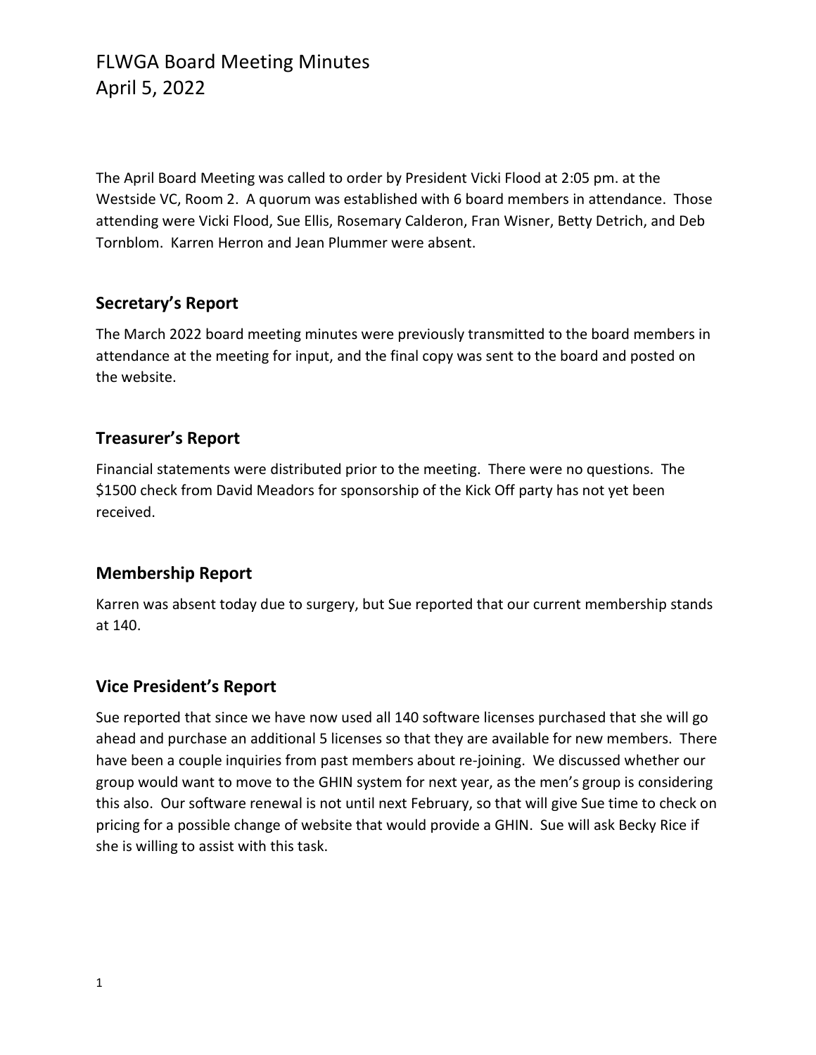# FLWGA Board Meeting Minutes
# April 5, 2022

The April Board Meeting was called to order by President Vicki Flood at 2:05 pm. at the Westside VC, Room 2. A quorum was established with 6 board members in attendance. Those attending were Vicki Flood, Sue Ellis, Rosemary Calderon, Fran Wisner, Betty Detrich, and Deb Tornblom. Karren Herron and Jean Plummer were absent.

## Secretary's Report

The March 2022 board meeting minutes were previously transmitted to the board members in attendance at the meeting for input, and the final copy was sent to the board and posted on the website.

## Treasurer's Report

Financial statements were distributed prior to the meeting. There were no questions. The $1500 check from David Meadors for sponsorship of the Kick Off party has not yet been received.

## Membership Report

Karren was absent today due to surgery, but Sue reported that our current membership stands at 140.

## Vice President's Report

Sue reported that since we have now used all 140 software licenses purchased that she will go ahead and purchase an additional 5 licenses so that they are available for new members. There have been a couple inquiries from past members about re-joining. We discussed whether our group would want to move to the GHIN system for next year, as the men's group is considering this also. Our software renewal is not until next February, so that will give Sue time to check on pricing for a possible change of website that would provide a GHIN. Sue will ask Becky Rice if she is willing to assist with this task.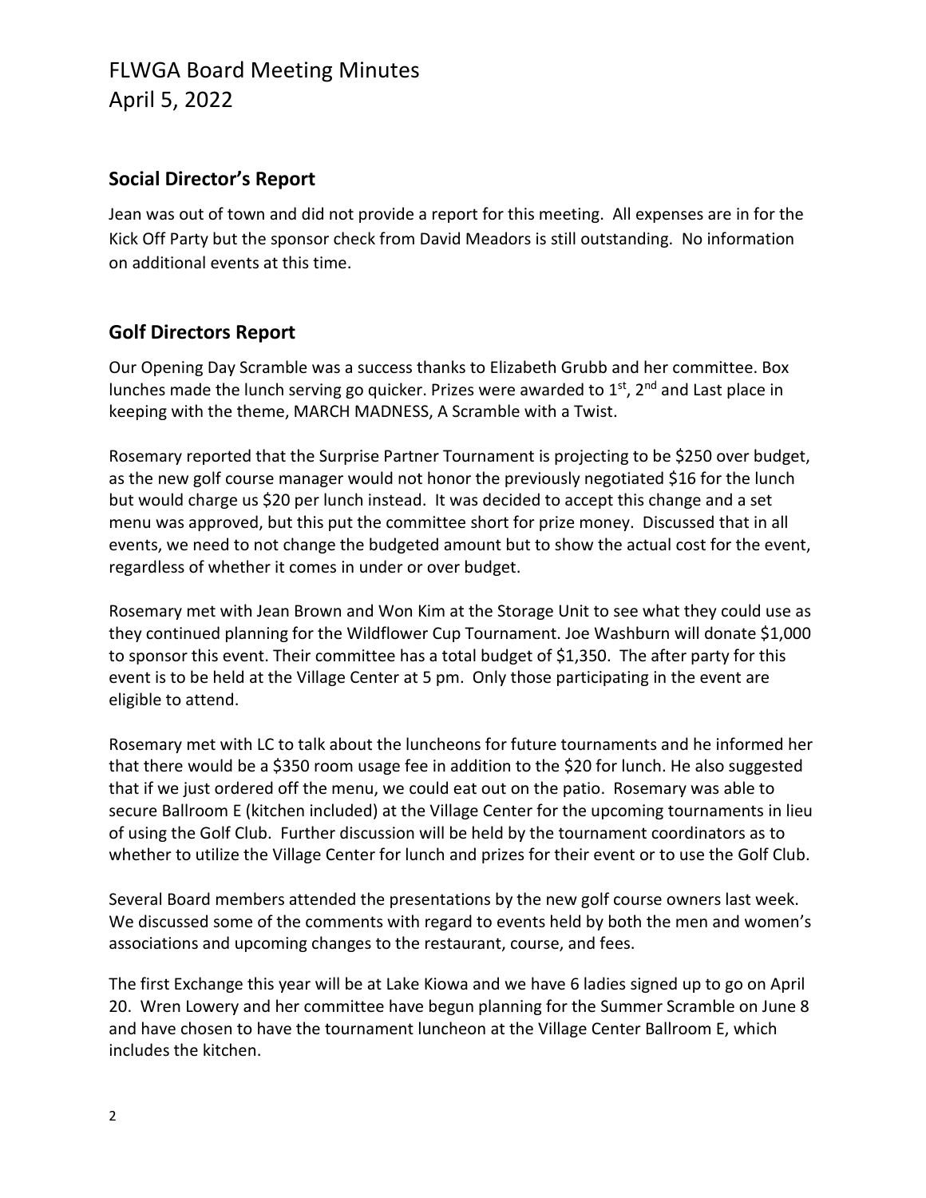## Social Director's Report

Jean was out of town and did not provide a report for this meeting. All expenses are in for the Kick Off Party but the sponsor check from David Meadors is still outstanding. No information on additional events at this time.

## Golf Directors Report

Our Opening Day Scramble was a success thanks to Elizabeth Grubb and her committee. Box lunches made the lunch serving go quicker. Prizes were awarded to 1st, 2nd and Last place in keeping with the theme, MARCH MADNESS, A Scramble with a Twist.

Rosemary reported that the Surprise Partner Tournament is projecting to be $250 over budget, as the new golf course manager would not honor the previously negotiated $16 for the lunch but would charge us $20 per lunch instead. It was decided to accept this change and a set menu was approved, but this put the committee short for prize money. Discussed that in all events, we need to not change the budgeted amount but to show the actual cost for the event, regardless of whether it comes in under or over budget.

Rosemary met with Jean Brown and Won Kim at the Storage Unit to see what they could use as they continued planning for the Wildflower Cup Tournament. Joe Washburn will donate $1,000 to sponsor this event. Their committee has a total budget of $1,350. The after party for this event is to be held at the Village Center at 5 pm. Only those participating in the event are eligible to attend.

Rosemary met with LC to talk about the luncheons for future tournaments and he informed her that there would be a $350 room usage fee in addition to the $20 for lunch. He also suggested that if we just ordered off the menu, we could eat out on the patio. Rosemary was able to secure Ballroom E (kitchen included) at the Village Center for the upcoming tournaments in lieu of using the Golf Club. Further discussion will be held by the tournament coordinators as to whether to utilize the Village Center for lunch and prizes for their event or to use the Golf Club.

Several Board members attended the presentations by the new golf course owners last week. We discussed some of the comments with regard to events held by both the men and women's associations and upcoming changes to the restaurant, course, and fees.

The first Exchange this year will be at Lake Kiowa and we have 6 ladies signed up to go on April 20. Wren Lowery and her committee have begun planning for the Summer Scramble on June 8 and have chosen to have the tournament luncheon at the Village Center Ballroom E, which includes the kitchen.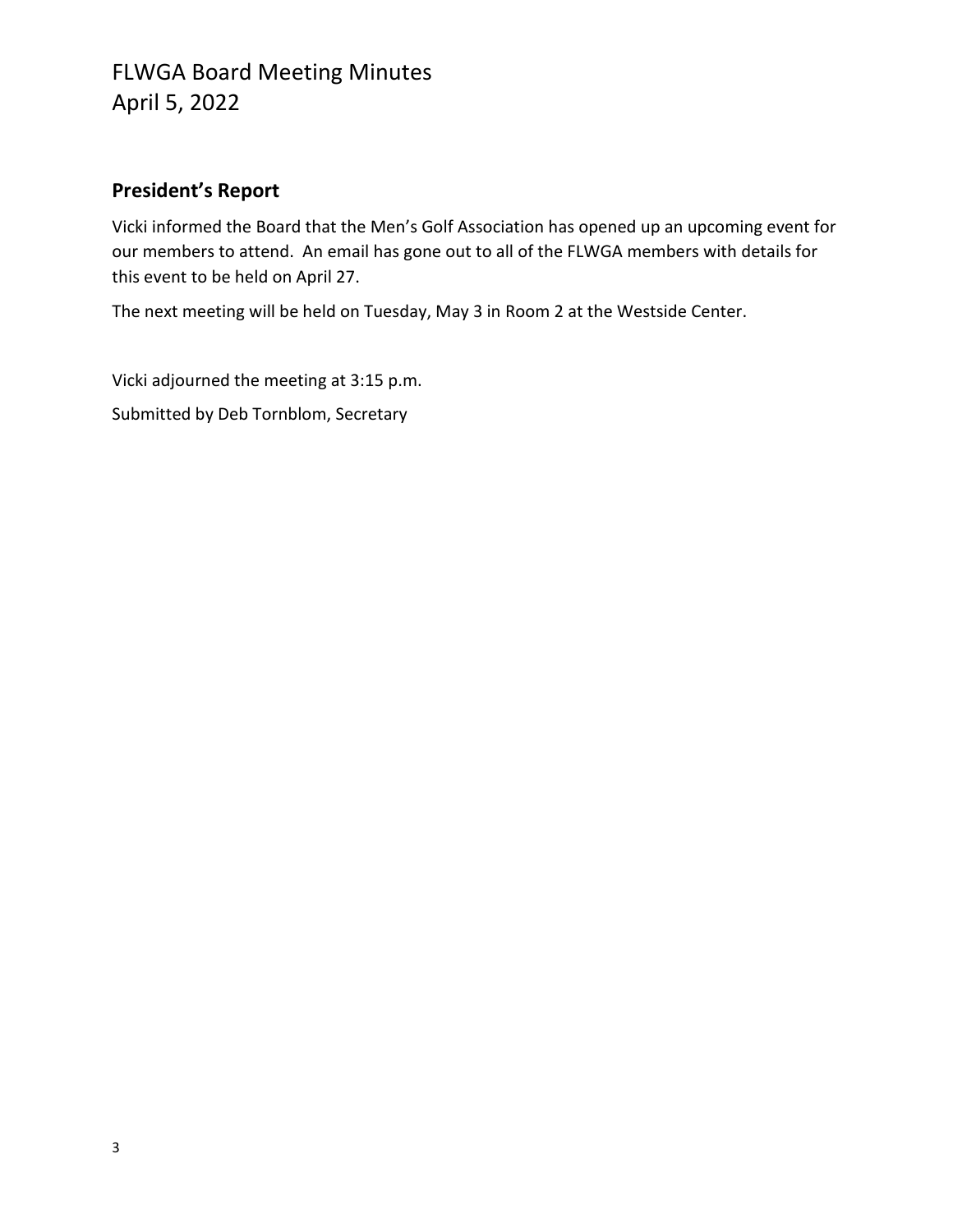## President's Report

Vicki informed the Board that the Men's Golf Association has opened up an upcoming event for our members to attend. An email has gone out to all of the FLWGA members with details for this event to be held on April 27.

The next meeting will be held on Tuesday, May 3 in Room 2 at the Westside Center.

Vicki adjourned the meeting at 3:15 p.m.

Submitted by Deb Tornblom, Secretary